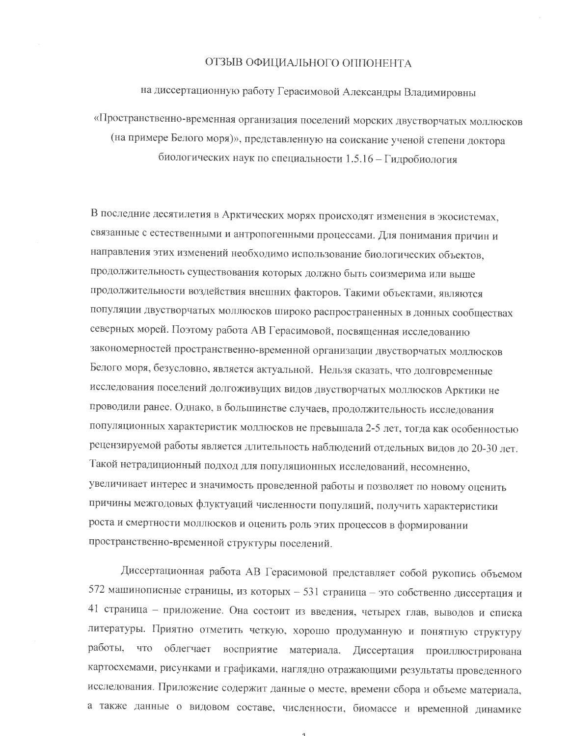# ОТЗЫВ ОФИЦИАЛЬНОГО ОППОНЕНТА

на диссертационную работу Герасимовой Александры Владимировны

«Пространственно-временная организация поселений морских двустворчатых моллюсков (на примере Белого моря)», представленную на соискание ученой степени доктора биологических наук по специальности 1.5.16 – Гидробиология

В последние десятилетия в Арктических морях происходят изменения в экосистемах, связанные с естественными и антропогенными процессами. Для понимания причин и направления этих изменений необходимо использование биологических объектов, продолжительность существования которых должно быть соизмерима или выше продолжительности воздействия внешних факторов. Такими объектами, являются популяции двустворчатых моллюсков широко распространенных в донных сообществах северных морей. Поэтому работа АВ Герасимовой, посвященная исследованию закономерностей пространственно-временной организации двустворчатых моллюсков Белого моря, безусловно, является актуальной. Нельзя сказать, что долговременные исследования поселений долгоживущих видов двустворчатых моллюсков Арктики не проводили ранее. Однако, в большинстве случаев, продолжительность исследования популяционных характеристик моллюсков не превышала 2-5 лет, тогда как особенностью рецензируемой работы является длительность наблюдений отдельных видов до 20-30 лет. Такой нетрадиционный подход для популяционных исследований, несомненно, увеличивает интерес и значимость проведенной работы и позволяет по новому оценить причины межгодовых флуктуаций численности популяций, получить характеристики роста и смертности моллюсков и оценить роль этих процессов в формировании пространственно-временной структуры поселений.

Диссертационная работа АВ Герасимовой представляет собой рукопись объемом 572 машинописные страницы, из которых – 531 страница – это собственно диссертация и 41 страница – приложение. Она состоит из введения, четырех глав, выводов и списка литературы. Приятно отметить четкую, хорошо продуманную и понятную структуру работы, что облегчает восприятие материала. Диссертация проиллюстрирована картосхемами, рисунками и графиками, наглядно отражающими результаты проведенного исследования. Приложение содержит данные о месте, времени сбора и объеме материала, а также данные о видовом составе, численности, биомассе и временной динамике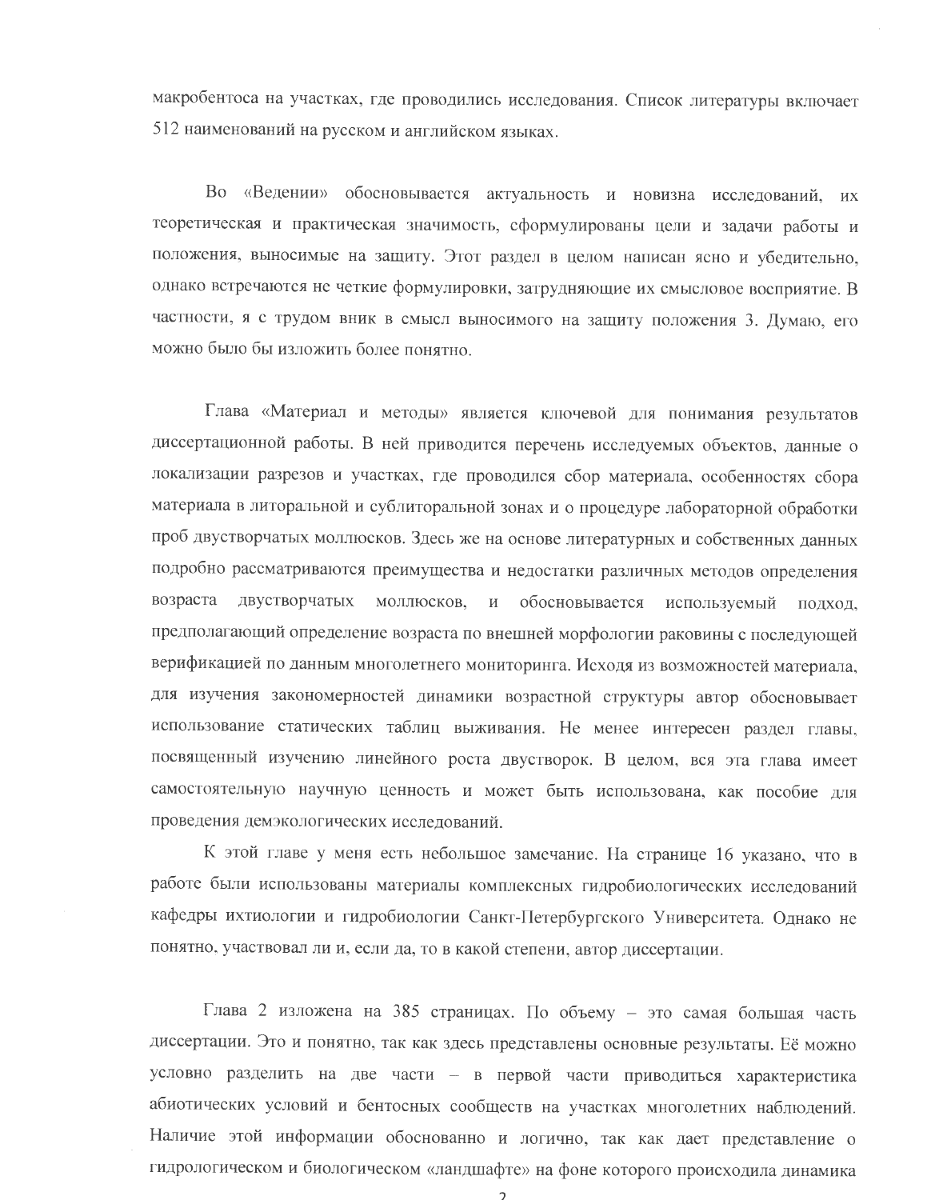макробентоса на участках, где проводились исследования. Список литературы включает 512 наименований на русском и английском языках.

Во «Ведении» обосновывается актуальность и новизна исследований, их теоретическая и практическая значимость, сформулированы цели и задачи работы и положения, выносимые на защиту. Этот раздел в целом написан ясно и убедительно, однако встречаются не четкие формулировки, затрудняющие их смысловое восприятие. В частности, я с трудом вник в смысл выносимого на защиту положения 3. Думаю, его можно было бы изложить более понятно.

Глава «Материал и методы» является ключевой для понимания результатов диссертационной работы. В ней приводится перечень исследуемых объектов, данные о локализации разрезов и участках, где проводился сбор материала, особенностях сбора материала в литоральной и сублиторальной зонах и о процедуре лабораторной обработки проб двустворчатых моллюсков. Здесь же на основе литературных и собственных данных подробно рассматриваются преимущества и недостатки различных методов определения возраста двустворчатых моллюсков, и обосновывается используемый подход, предполагающий определение возраста по внешней морфологии раковины с последующей верификацией по данным многолетнего мониторинга. Исходя из возможностей материала, для изучения закономерностей динамики возрастной структуры автор обосновывает использование статических таблиц выживания. Не менее интересен раздел главы, посвященный изучению линейного роста двустворок. В целом, вся эта глава имеет самостоятельную научную ценность и может быть использована, как пособие для проведения демэкологических исследований.

К этой главе у меня есть небольшое замечание. На странице 16 указано, что в работе были использованы материалы комплексных гидробиологических исследований кафедры ихтиологии и гидробиологии Санкт-Петербургского Университета. Однако не понятно, участвовал ли и, если да, то в какой степени, автор диссертации.

Глава 2 изложена на 385 страницах. По объему – это самая большая часть диссертации. Это и понятно, так как здесь представлены основные результаты. Её можно условно разделить на две части – в первой части приводиться характеристика абиотических условий и бентосных сообществ на участках многолетних наблюдений. Наличие этой информации обоснованно и логично, так как дает представление о гидрологическом и биологическом «ландшафте» на фоне которого происходила динамика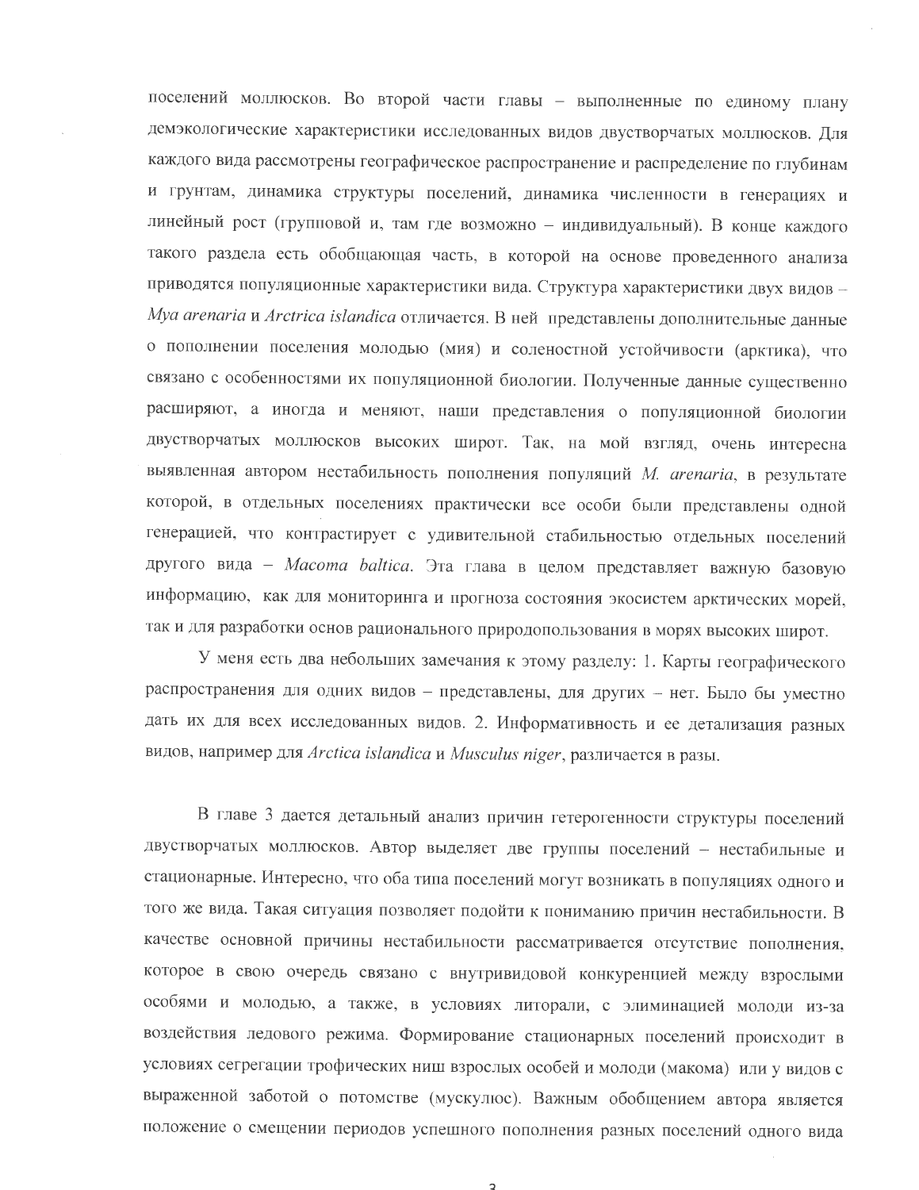поселений моллюсков. Во второй части главы – выполненные по единому плану демэкологические характеристики исследованных видов двустворчатых моллюсков. Для каждого вида рассмотрены географическое распространение и распределение по глубинам и грунтам, динамика структуры поселений, динамика численности в генерациях и линейный рост (групповой и, там где возможно – индивидуальный). В конце каждого такого раздела есть обобщающая часть, в которой на основе проведенного анализа приводятся популяционные характеристики вида. Структура характеристики двух видов – *Mya arenaria* и *Arctrica islandica* отличается. В ней представлены дополнительные данные о пополнении поселения молодью (мия) и соленостной устойчивости (арктика), что связано с особенностями их популяционной биологии. Полученные данные существенно расширяют, а иногда и меняют, наши представления о популяционной биологии двустворчатых моллюсков высоких широт. Так, на мой взгляд, очень интересна выявленная автором нестабильность пополнения популяций *M. arenaria*, в результате которой, в отдельных поселениях практически все особи были представлены одной генерацией, что контрастирует с удивительной стабильностью отдельных поселений другого вида – *Macoma baltica*. Эта глава в целом представляет важную базовую информацию, как для мониторинга и прогноза состояния экосистем арктических морей, так и для разработки основ рационального природопользования в морях высоких широт.

У меня есть два небольших замечания к этому разделу: 1. Карты географического распространения для одних видов – представлены, для других – нет. Было бы уместно дать их для всех исследованных видов. 2. Информативность и ее детализация разных видов, например для *Arctica islandica* и *Musculus niger*, различается в разы.

В главе 3 дается детальный анализ причин гетерогенности структуры поселений двустворчатых моллюсков. Автор выделяет две группы поселений – нестабильные и стационарные. Интересно, что оба типа поселений могут возникать в популяциях одного и того же вида. Такая ситуация позволяет подойти к пониманию причин нестабильности. В качестве основной причины нестабильности рассматривается отсутствие пополнения, которое в свою очередь связано с внутривидовой конкуренцией между взрослыми особями и молодью, а также, в условиях литорали, с элиминацией молоди из-за воздействия ледового режима. Формирование стационарных поселений происходит в условиях сегрегации трофических ниш взрослых особей и молоди (макома) или у видов с выраженной заботой о потомстве (мускулюс). Важным обобщением автора является положение о смещении периодов успешного пополнения разных поселений одного вида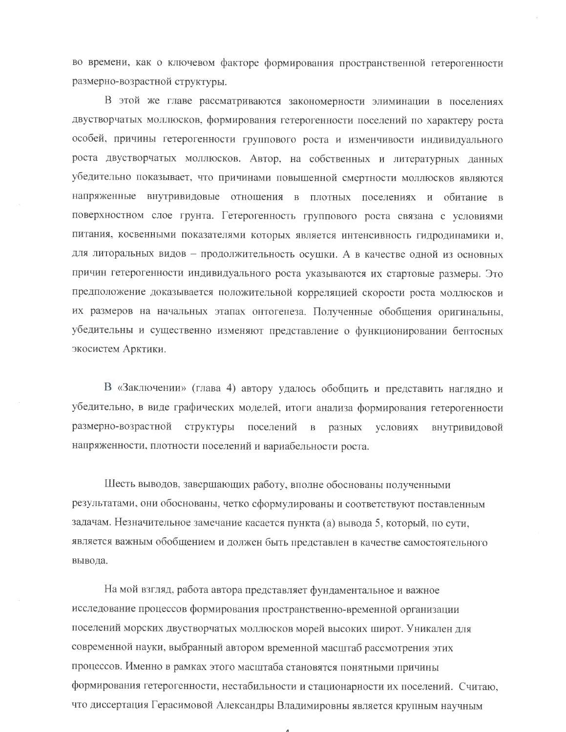во времени, как о ключевом факторе формирования пространственной гетерогенности размерно-возрастной структуры.

В этой же главе рассматриваются закономерности элиминации в поселениях двустворчатых моллюсков, формирования гетерогенности поселений по характеру роста особей, причины гетерогенности группового роста и изменчивости индивидуального роста двустворчатых моллюсков. Автор, на собственных и литературных данных убедительно показывает, что причинами повышенной смертности моллюсков являются напряженные внутривидовые отношения в плотных поселениях и обитание в поверхностном слое грунта. Гетерогенность группового роста связана с условиями питания, косвенными показателями которых является интенсивность гидродинамики и, для литоральных видов – продолжительность осушки. А в качестве одной из основных причин гетерогенности индивидуального роста указываются их стартовые размеры. Это предположение доказывается положительной корреляцией скорости роста моллюсков и их размеров на начальных этапах онтогенеза. Полученные обобщения оригинальны, убедительны и существенно изменяют представление о функционировании бентосных экосистем Арктики.

В «Заключении» (глава 4) автору удалось обобщить и представить наглядно и убедительно, в виде графических моделей, итоги анализа формирования гетерогенности размерно-возрастной структуры поселений в разных условиях внутривидовой напряженности, плотности поселений и вариабельности роста.

Шесть выводов, завершающих работу, вполне обоснованы полученными результатами, они обоснованы, четко сформулированы и соответствуют поставленным задачам. Незначительное замечание касается пункта (а) вывода 5, который, по сути, является важным обобщением и должен быть представлен в качестве самостоятельного вывода.

На мой взгляд, работа автора представляет фундаментальное и важное исследование процессов формирования пространственно-временной организации поселений морских двустворчатых моллюсков морей высоких широт. Уникален для современной науки, выбранный автором временной масштаб рассмотрения этих процессов. Именно в рамках этого масштаба становятся понятными причины формирования гетерогенности, нестабильности и стационарности их поселений. Считаю, что диссертация Герасимовой Александры Владимировны является крупным научным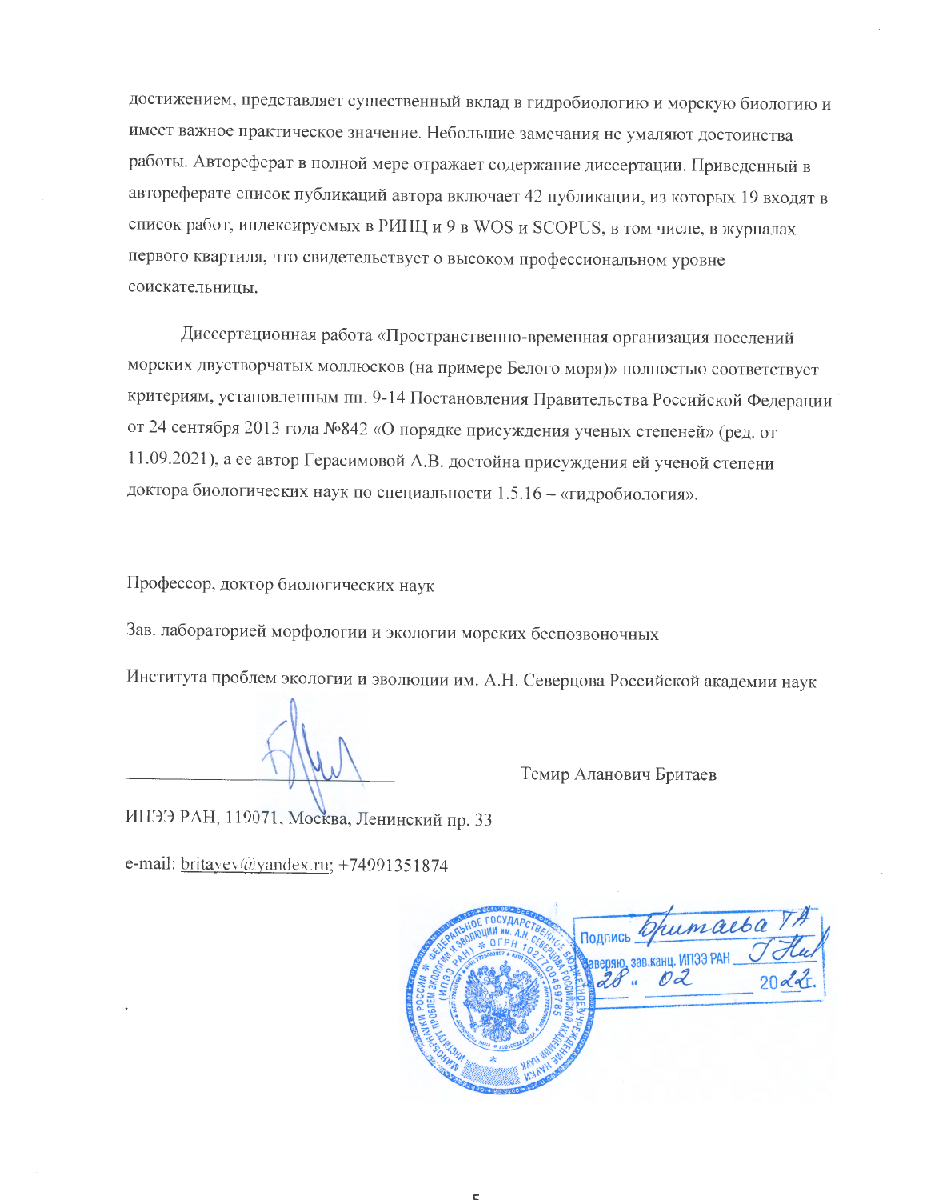достижением, представляет существенный вклад в гидробиологию и морскую биологию и имеет важное практическое значение. Небольшие замечания не умаляют достоинства работы. Автореферат в полной мере отражает содержание диссертации. Приведенный в автореферате список публикаций автора включает 42 публикации, из которых 19 входят в список работ, индексируемых в РИНЦ и 9 в WOS и SCOPUS, в том числе, в журналах первого квартиля, что свидетельствует о высоком профессиональном уровне соискательницы.

Диссертационная работа «Пространственно-временная организация поселений морских двустворчатых моллюсков (на примере Белого моря)» полностью соответствует критериям, установленным пп. 9-14 Постановления Правительства Российской Федерации от 24 сентября 2013 года №842 «О порядке присуждения ученых степеней» (ред. от 11.09.2021), а ее автор Герасимовой А.В. достойна присуждения ей ученой степени доктора биологических наук по специальности 1.5.16 – «гидробиология».

Профессор, доктор биологических наук

Зав. лабораторией морфологии и экологии морских беспозвоночных

Института проблем экологии и эволюции им. А.Н. Северцова Российской академии наук

________________________ Темир Аланович Бритаев

ИПЭЭ РАН, 119071, Москва, Ленинский пр. 33

e-mail: britayev@yandex.ru; +74991351874

Подпись Бритаева ТА
заверяю, зав.канц. ИПЭЭ РАН
28 « 02 » 2022г.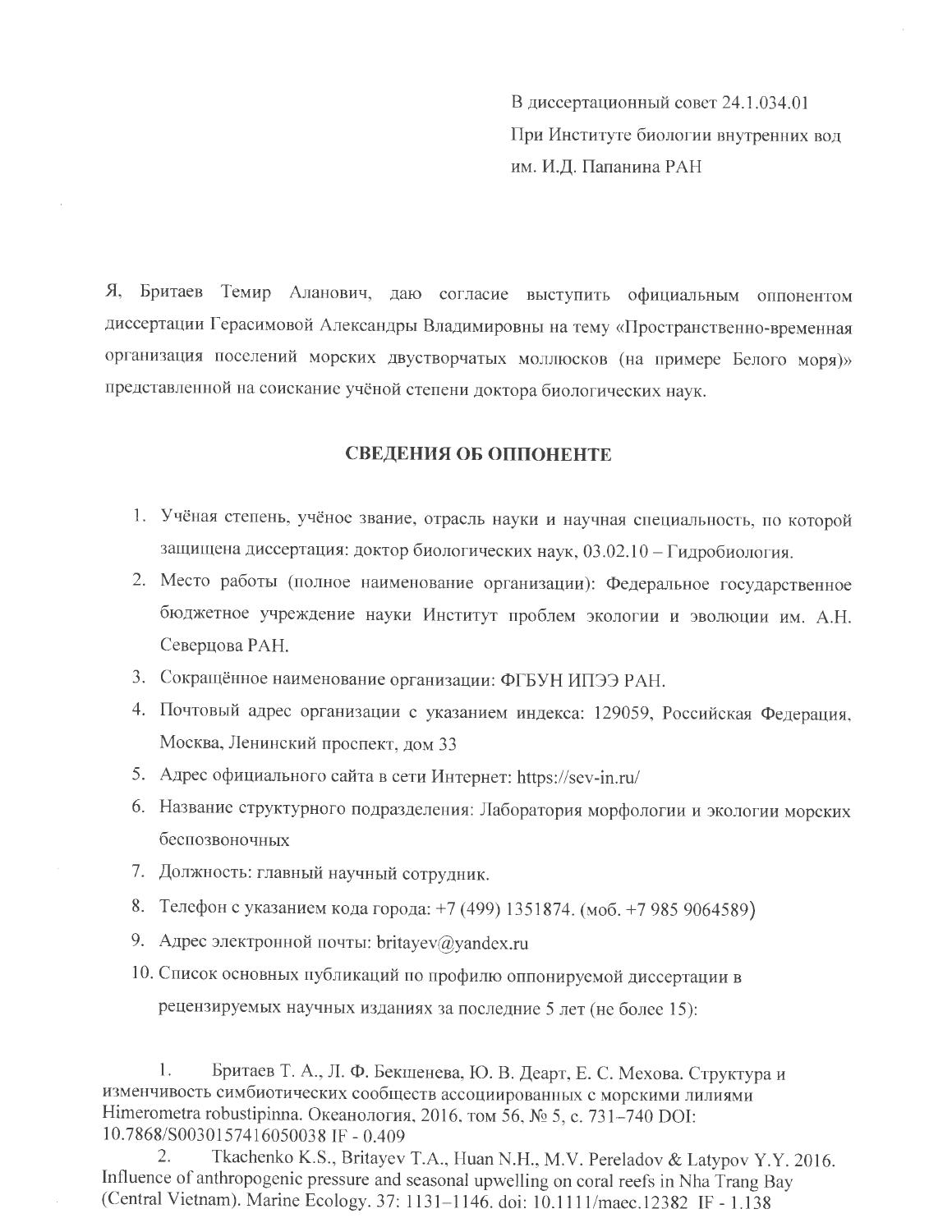В диссертационный совет 24.1.034.01
При Институте биологии внутренних вод
им. И.Д. Папанина РАН

Я, Бритаев Темир Аланович, даю согласие выступить официальным оппонентом диссертации Герасимовой Александры Владимировны на тему «Пространственно-временная организация поселений морских двустворчатых моллюсков (на примере Белого моря)» представленной на соискание учёной степени доктора биологических наук.

## СВЕДЕНИЯ ОБ ОППОНЕНТЕ

1. Учёная степень, учёное звание, отрасль науки и научная специальность, по которой защищена диссертация: доктор биологических наук, 03.02.10 – Гидробиология.
2. Место работы (полное наименование организации): Федеральное государственное бюджетное учреждение науки Институт проблем экологии и эволюции им. А.Н. Северцова РАН.
3. Сокращённое наименование организации: ФГБУН ИПЭЭ РАН.
4. Почтовый адрес организации с указанием индекса: 129059, Российская Федерация, Москва, Ленинский проспект, дом 33
5. Адрес официального сайта в сети Интернет: https://sev-in.ru/
6. Название структурного подразделения: Лаборатория морфологии и экологии морских беспозвоночных
7. Должность: главный научный сотрудник.
8. Телефон с указанием кода города: +7 (499) 1351874. (моб. +7 985 9064589)
9. Адрес электронной почты: britayev@yandex.ru
10. Список основных публикаций по профилю оппонируемой диссертации в рецензируемых научных изданиях за последние 5 лет (не более 15):

1. Бритаев Т. А., Л. Ф. Бекшенева, Ю. В. Деарт, Е. С. Мехова. Структура и изменчивость симбиотических сообществ ассоциированных с морскими лилиями Himerometra robustipinna. Океанология, 2016, том 56, № 5, с. 731–740 DOI: 10.7868/S0030157416050038 IF - 0.409
2. Tkachenko K.S., Britayev T.A., Huan N.H., M.V. Pereladov & Latypov Y.Y. 2016. Influence of anthropogenic pressure and seasonal upwelling on coral reefs in Nha Trang Bay (Central Vietnam). Marine Ecology. 37: 1131–1146. doi: 10.1111/maec.12382 IF - 1.138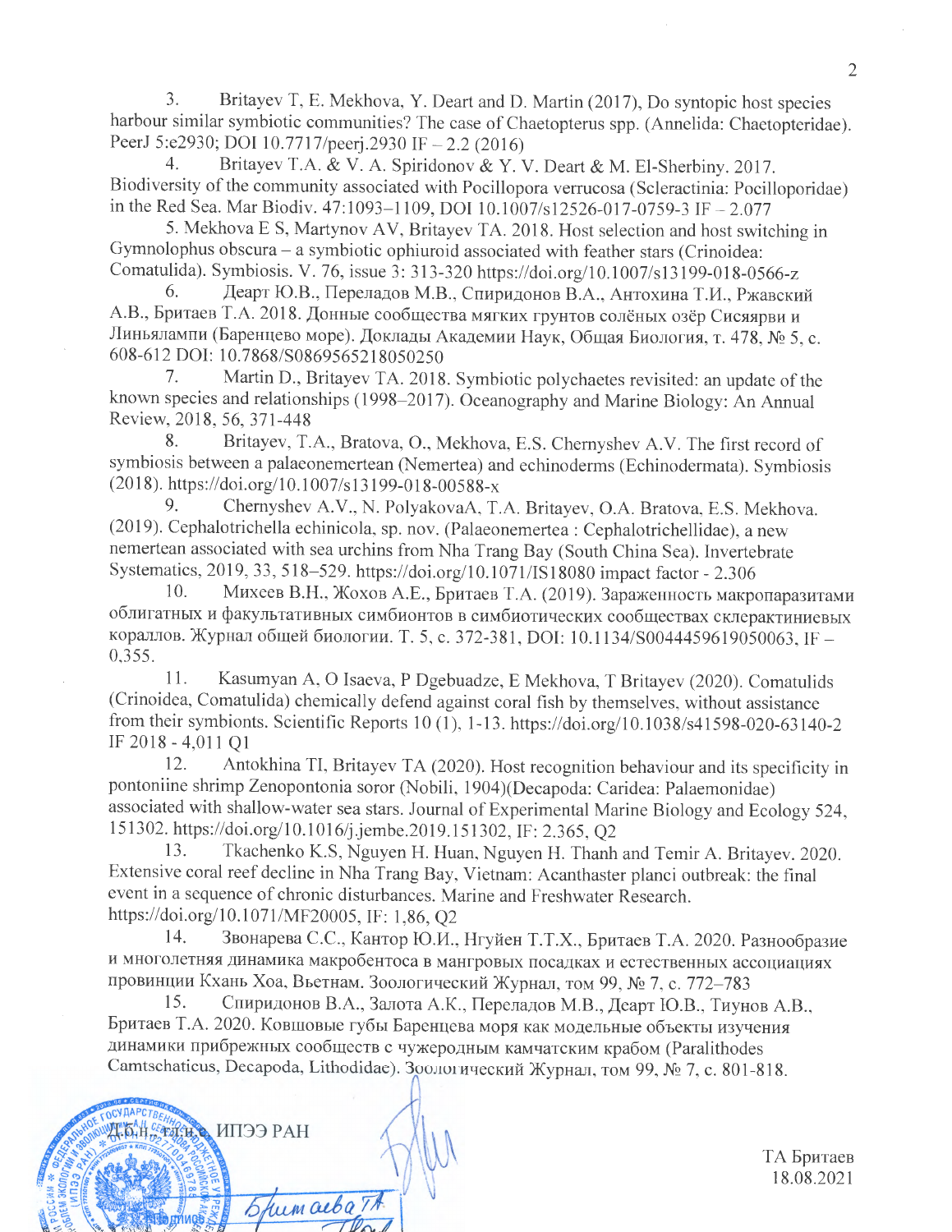3. Britayev T, E. Mekhova, Y. Deart and D. Martin (2017), Do syntopic host species harbour similar symbiotic communities? The case of Chaetopterus spp. (Annelida: Chaetopteridae). PeerJ 5:e2930; DOI 10.7717/peerj.2930 IF – 2.2 (2016)

4. Britayev T.A. & V. A. Spiridonov & Y. V. Deart & M. El-Sherbiny. 2017. Biodiversity of the community associated with Pocillopora verrucosa (Scleractinia: Pocilloporidae) in the Red Sea. Mar Biodiv. 47:1093–1109, DOI 10.1007/s12526-017-0759-3 IF – 2.077

5. Mekhova E S, Martynov AV, Britayev TA. 2018. Host selection and host switching in Gymnolophus obscura – a symbiotic ophiuroid associated with feather stars (Crinoidea: Comatulida). Symbiosis. V. 76, issue 3: 313-320 https://doi.org/10.1007/s13199-018-0566-z

6. Деарт Ю.В., Переладов М.В., Спиридонов В.А., Антохина Т.И., Ржавский А.В., Бритаев Т.А. 2018. Донные сообщества мягких грунтов солёных озёр Сисярви и Линьялампи (Баренцево море). Доклады Академии Наук, Общая Биология, т. 478, № 5, с. 608-612 DOI: 10.7868/S0869565218050250

7. Martin D., Britayev TA. 2018. Symbiotic polychaetes revisited: an update of the known species and relationships (1998–2017). Oceanography and Marine Biology: An Annual Review, 2018, 56, 371-448

8. Britayev, T.A., Bratova, O., Mekhova, E.S. Chernyshev A.V. The first record of symbiosis between a palaeonemertean (Nemertea) and echinoderms (Echinodermata). Symbiosis (2018). https://doi.org/10.1007/s13199-018-00588-x

9. Chernyshev A.V., N. PolyakovaA, T.A. Britayev, O.A. Bratova, E.S. Mekhova. (2019). Cephalotrichella echinicola, sp. nov. (Palaeonemertea : Cephalotrichellidae), a new nemertean associated with sea urchins from Nha Trang Bay (South China Sea). Invertebrate Systematics, 2019, 33, 518–529. https://doi.org/10.1071/IS18080 impact factor - 2.306

10. Михеев В.Н., Жохов А.Е., Бритаев Т.А. (2019). Зараженность макропаразитами облигатных и факультативных симбионтов в симбиотических сообществах склерактиниевых кораллов. Журнал общей биологии. Т. 5, с. 372-381, DOI: 10.1134/S0044459619050063, IF – 0,355.

11. Kasumyan A, O Isaeva, P Dgebuadze, E Mekhova, T Britayev (2020). Comatulids (Crinoidea, Comatulida) chemically defend against coral fish by themselves, without assistance from their symbionts. Scientific Reports 10 (1), 1-13. https://doi.org/10.1038/s41598-020-63140-2 IF 2018 - 4,011 Q1

12. Antokhina TI, Britayev TA (2020). Host recognition behaviour and its specificity in pontoniine shrimp Zenopontonia soror (Nobili, 1904)(Decapoda: Caridea: Palaemonidae) associated with shallow-water sea stars. Journal of Experimental Marine Biology and Ecology 524, 151302. https://doi.org/10.1016/j.jembe.2019.151302, IF: 2.365, Q2

13. Tkachenko K.S, Nguyen H. Huan, Nguyen H. Thanh and Temir A. Britayev. 2020. Extensive coral reef decline in Nha Trang Bay, Vietnam: Acanthaster planci outbreak: the final event in a sequence of chronic disturbances. Marine and Freshwater Research. https://doi.org/10.1071/MF20005, IF: 1,86, Q2

14. Звонарева С.С., Кантор Ю.И., Нгуйен Т.Т.Х., Бритаев Т.А. 2020. Разнообразие и многолетняя динамика макробентоса в мангровых посадках и естественных ассоциациях провинции Кхань Хоа, Вьетнам. Зоологический Журнал, том 99, № 7, с. 772–783

15. Спиридонов В.А., Залота А.К., Переладов М.В., Деарт Ю.В., Тиунов А.В., Бритаев Т.А. 2020. Ковшовые губы Баренцева моря как модельные объекты изучения динамики прибрежных сообществ с чужеродным камчатским крабом (Paralithodes Camtschaticus, Decapoda, Lithodidae). Зоологический Журнал, том 99, № 7, с. 801-818.

Д.б.н., г.н.с. ИПЭЭ РАН

ТА Бритаев
18.08.2021